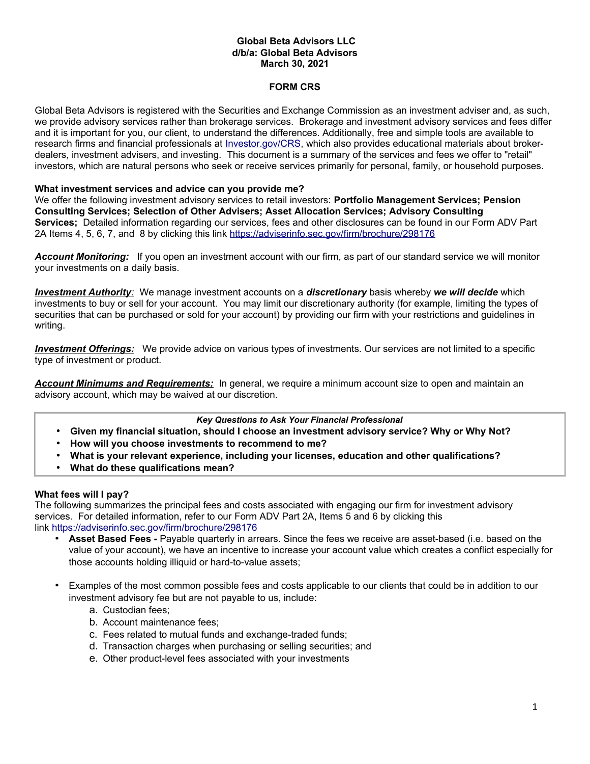**Global Beta Advisors LLC**
**d/b/a: Global Beta Advisors**
**March 30, 2021**

# FORM CRS

Global Beta Advisors is registered with the Securities and Exchange Commission as an investment adviser and, as such, we provide advisory services rather than brokerage services. Brokerage and investment advisory services and fees differ and it is important for you, our client, to understand the differences. Additionally, free and simple tools are available to research firms and financial professionals at [Investor.gov/CRS](Investor.gov/CRS), which also provides educational materials about broker-dealers, investment advisers, and investing. This document is a summary of the services and fees we offer to "retail" investors, which are natural persons who seek or receive services primarily for personal, family, or household purposes.

## What investment services and advice can you provide me?

We offer the following investment advisory services to retail investors: **Portfolio Management Services; Pension Consulting Services; Selection of Other Advisers; Asset Allocation Services; Advisory Consulting Services;** Detailed information regarding our services, fees and other disclosures can be found in our Form ADV Part 2A Items 4, 5, 6, 7, and 8 by clicking this link https://adviserinfo.sec.gov/firm/brochure/298176

***Account Monitoring:*** If you open an investment account with our firm, as part of our standard service we will monitor your investments on a daily basis.

***Investment Authority:*** We manage investment accounts on a ***discretionary*** basis whereby ***we will decide*** which investments to buy or sell for your account. You may limit our discretionary authority (for example, limiting the types of securities that can be purchased or sold for your account) by providing our firm with your restrictions and guidelines in writing.

***Investment Offerings:*** We provide advice on various types of investments. Our services are not limited to a specific type of investment or product.

***Account Minimums and Requirements:*** In general, we require a minimum account size to open and maintain an advisory account, which may be waived at our discretion.

> ***Key Questions to Ask Your Financial Professional***
>
> - **Given my financial situation, should I choose an investment advisory service? Why or Why Not?**
> - **How will you choose investments to recommend to me?**
> - **What is your relevant experience, including your licenses, education and other qualifications?**
> - **What do these qualifications mean?**

## What fees will I pay?

The following summarizes the principal fees and costs associated with engaging our firm for investment advisory services. For detailed information, refer to our Form ADV Part 2A, Items 5 and 6 by clicking this link https://adviserinfo.sec.gov/firm/brochure/298176

- **Asset Based Fees -** Payable quarterly in arrears. Since the fees we receive are asset-based (i.e. based on the value of your account), we have an incentive to increase your account value which creates a conflict especially for those accounts holding illiquid or hard-to-value assets;

- Examples of the most common possible fees and costs applicable to our clients that could be in addition to our investment advisory fee but are not payable to us, include:
    a. Custodian fees;
    b. Account maintenance fees;
    c. Fees related to mutual funds and exchange-traded funds;
    d. Transaction charges when purchasing or selling securities; and
    e. Other product-level fees associated with your investments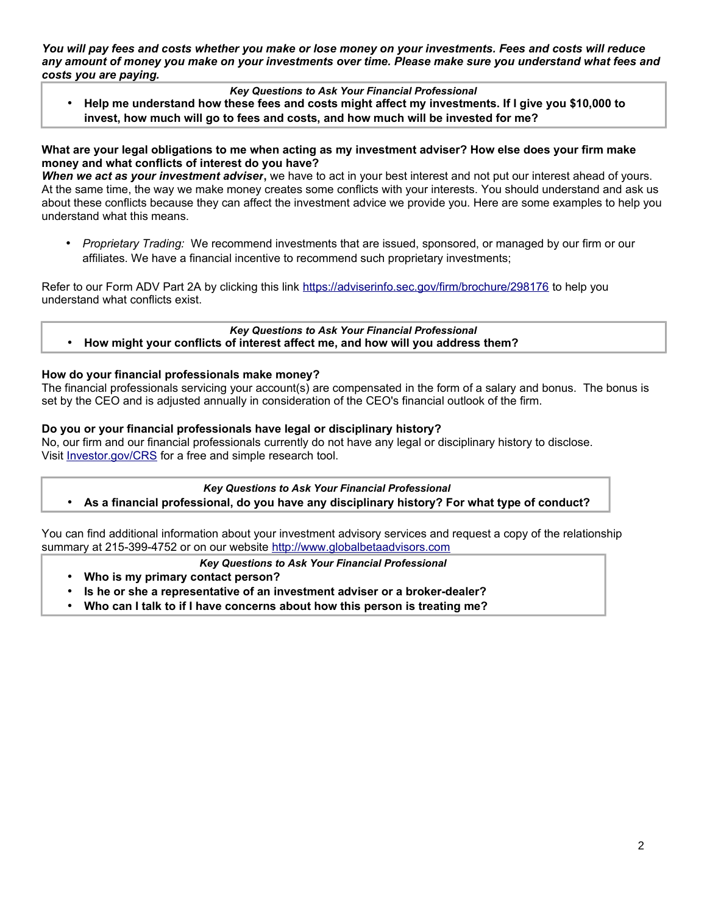***You will pay fees and costs whether you make or lose money on your investments. Fees and costs will reduce any amount of money you make on your investments over time. Please make sure you understand what fees and costs you are paying.***

*Key Questions to Ask Your Financial Professional*

- **Help me understand how these fees and costs might affect my investments. If I give you $10,000 to invest, how much will go to fees and costs, and how much will be invested for me?**

**What are your legal obligations to me when acting as my investment adviser? How else does your firm make money and what conflicts of interest do you have?**

***When we act as your investment adviser*****,** we have to act in your best interest and not put our interest ahead of yours. At the same time, the way we make money creates some conflicts with your interests. You should understand and ask us about these conflicts because they can affect the investment advice we provide you. Here are some examples to help you understand what this means.

- *Proprietary Trading:* We recommend investments that are issued, sponsored, or managed by our firm or our affiliates. We have a financial incentive to recommend such proprietary investments;

Refer to our Form ADV Part 2A by clicking this link https://adviserinfo.sec.gov/firm/brochure/298176 to help you understand what conflicts exist.

*Key Questions to Ask Your Financial Professional*

- **How might your conflicts of interest affect me, and how will you address them?**

**How do your financial professionals make money?**

The financial professionals servicing your account(s) are compensated in the form of a salary and bonus. The bonus is set by the CEO and is adjusted annually in consideration of the CEO's financial outlook of the firm.

**Do you or your financial professionals have legal or disciplinary history?**

No, our firm and our financial professionals currently do not have any legal or disciplinary history to disclose. Visit Investor.gov/CRS for a free and simple research tool.

*Key Questions to Ask Your Financial Professional*

- **As a financial professional, do you have any disciplinary history? For what type of conduct?**

You can find additional information about your investment advisory services and request a copy of the relationship summary at 215-399-4752 or on our website http://www.globalbetaadvisors.com

*Key Questions to Ask Your Financial Professional*

- **Who is my primary contact person?**
- **Is he or she a representative of an investment adviser or a broker-dealer?**
- **Who can I talk to if I have concerns about how this person is treating me?**